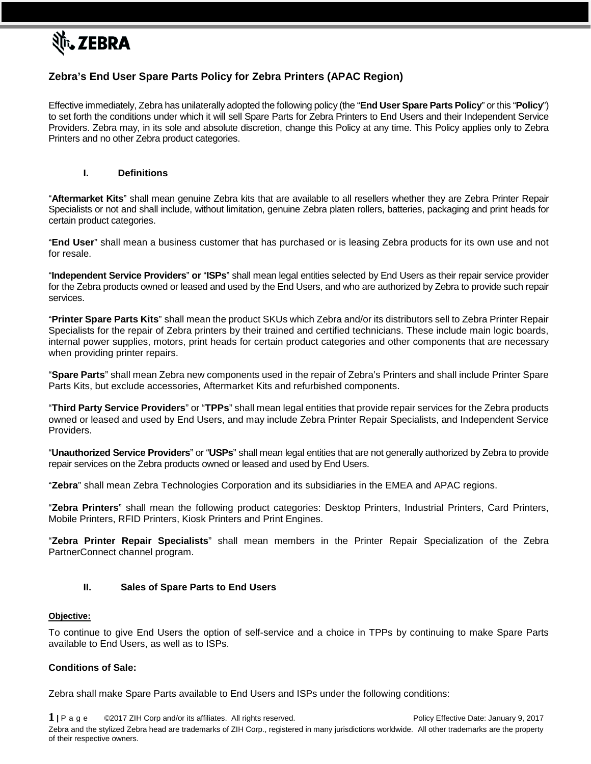# Zebra's End User Spare Parts Policy for Zebra Printers (APAC Region)

Effective immediately, Zebra has unilaterally adopted the following policy (the "**End User Spare Parts Policy**" or this "**Policy**") to set forth the conditions under which it will sell Spare Parts for Zebra Printers to End Users and their Independent Service Providers. Zebra may, in its sole and absolute discretion, change this Policy at any time. This Policy applies only to Zebra Printers and no other Zebra product categories.

## I. Definitions

"**Aftermarket Kits**" shall mean genuine Zebra kits that are available to all resellers whether they are Zebra Printer Repair Specialists or not and shall include, without limitation, genuine Zebra platen rollers, batteries, packaging and print heads for certain product categories.

"**End User**" shall mean a business customer that has purchased or is leasing Zebra products for its own use and not for resale.

"**Independent Service Providers**" **or** "**ISPs**" shall mean legal entities selected by End Users as their repair service provider for the Zebra products owned or leased and used by the End Users, and who are authorized by Zebra to provide such repair services.

"**Printer Spare Parts Kits**" shall mean the product SKUs which Zebra and/or its distributors sell to Zebra Printer Repair Specialists for the repair of Zebra printers by their trained and certified technicians. These include main logic boards, internal power supplies, motors, print heads for certain product categories and other components that are necessary when providing printer repairs.

"**Spare Parts**" shall mean Zebra new components used in the repair of Zebra's Printers and shall include Printer Spare Parts Kits, but exclude accessories, Aftermarket Kits and refurbished components.

"**Third Party Service Providers**" or "**TPPs**" shall mean legal entities that provide repair services for the Zebra products owned or leased and used by End Users, and may include Zebra Printer Repair Specialists, and Independent Service Providers.

"**Unauthorized Service Providers**" or "**USPs**" shall mean legal entities that are not generally authorized by Zebra to provide repair services on the Zebra products owned or leased and used by End Users.

"**Zebra**" shall mean Zebra Technologies Corporation and its subsidiaries in the EMEA and APAC regions.

"**Zebra Printers**" shall mean the following product categories: Desktop Printers, Industrial Printers, Card Printers, Mobile Printers, RFID Printers, Kiosk Printers and Print Engines.

"**Zebra Printer Repair Specialists**" shall mean members in the Printer Repair Specialization of the Zebra PartnerConnect channel program.

## II. Sales of Spare Parts to End Users

**Objective:**

To continue to give End Users the option of self-service and a choice in TPPs by continuing to make Spare Parts available to End Users, as well as to ISPs.

**Conditions of Sale:**

Zebra shall make Spare Parts available to End Users and ISPs under the following conditions: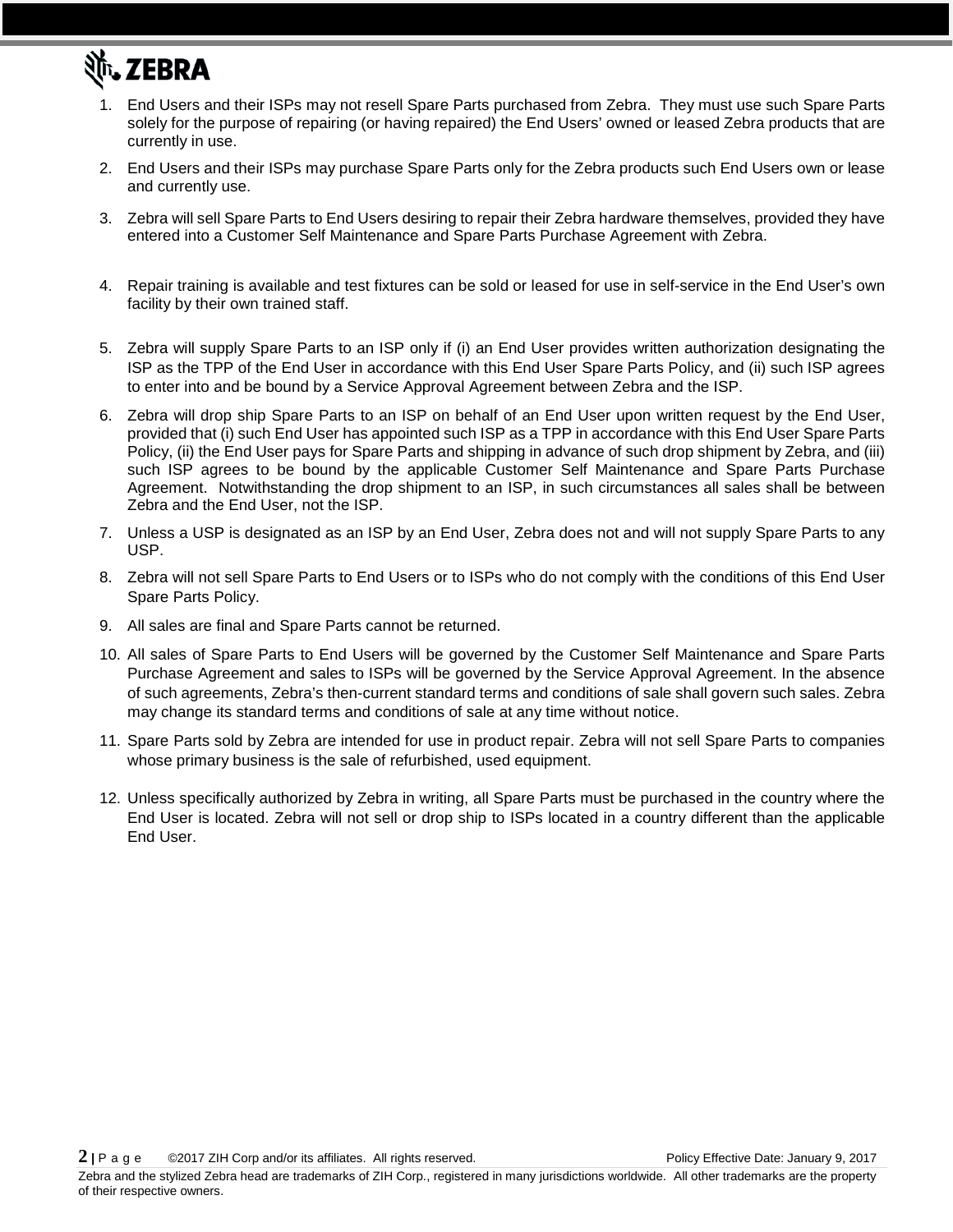1. End Users and their ISPs may not resell Spare Parts purchased from Zebra. They must use such Spare Parts solely for the purpose of repairing (or having repaired) the End Users' owned or leased Zebra products that are currently in use.
2. End Users and their ISPs may purchase Spare Parts only for the Zebra products such End Users own or lease and currently use.
3. Zebra will sell Spare Parts to End Users desiring to repair their Zebra hardware themselves, provided they have entered into a Customer Self Maintenance and Spare Parts Purchase Agreement with Zebra.
4. Repair training is available and test fixtures can be sold or leased for use in self-service in the End User's own facility by their own trained staff.
5. Zebra will supply Spare Parts to an ISP only if (i) an End User provides written authorization designating the ISP as the TPP of the End User in accordance with this End User Spare Parts Policy, and (ii) such ISP agrees to enter into and be bound by a Service Approval Agreement between Zebra and the ISP.
6. Zebra will drop ship Spare Parts to an ISP on behalf of an End User upon written request by the End User, provided that (i) such End User has appointed such ISP as a TPP in accordance with this End User Spare Parts Policy, (ii) the End User pays for Spare Parts and shipping in advance of such drop shipment by Zebra, and (iii) such ISP agrees to be bound by the applicable Customer Self Maintenance and Spare Parts Purchase Agreement. Notwithstanding the drop shipment to an ISP, in such circumstances all sales shall be between Zebra and the End User, not the ISP.
7. Unless a USP is designated as an ISP by an End User, Zebra does not and will not supply Spare Parts to any USP.
8. Zebra will not sell Spare Parts to End Users or to ISPs who do not comply with the conditions of this End User Spare Parts Policy.
9. All sales are final and Spare Parts cannot be returned.
10. All sales of Spare Parts to End Users will be governed by the Customer Self Maintenance and Spare Parts Purchase Agreement and sales to ISPs will be governed by the Service Approval Agreement. In the absence of such agreements, Zebra's then-current standard terms and conditions of sale shall govern such sales. Zebra may change its standard terms and conditions of sale at any time without notice.
11. Spare Parts sold by Zebra are intended for use in product repair. Zebra will not sell Spare Parts to companies whose primary business is the sale of refurbished, used equipment.
12. Unless specifically authorized by Zebra in writing, all Spare Parts must be purchased in the country where the End User is located. Zebra will not sell or drop ship to ISPs located in a country different than the applicable End User.